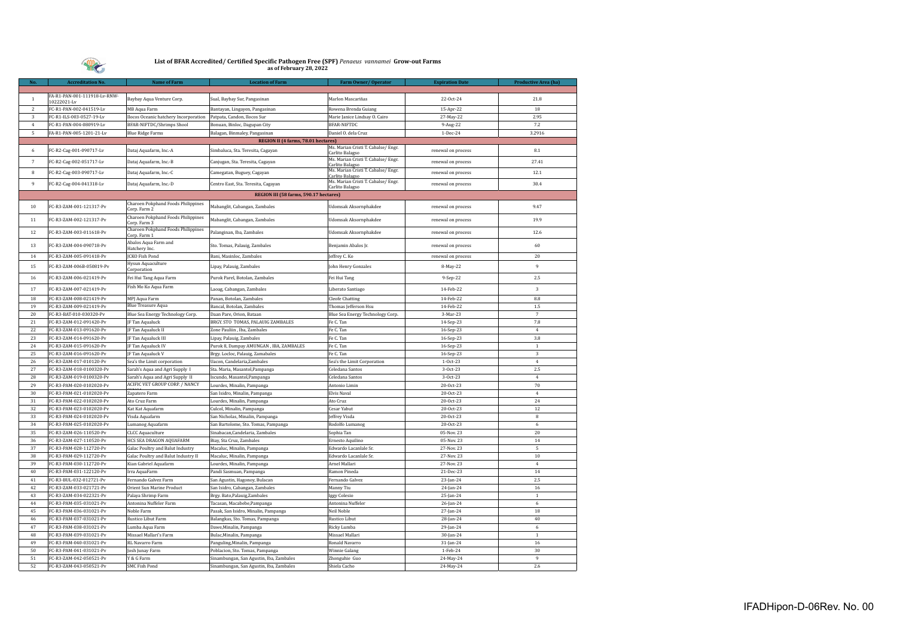# List of BFAR Accredited/ Certified Specific Pathogen Free (SPF) *Penaeus vannamei* Grow-out Farms

**as of February 28, 2022**

| No. | Accreditation No. | Name of Farm | Location of Farm | Farm Owner/ Operator | Expiration Date | Productive Area (ha) |
|---|---|---|---|---|---|---|
| 1 | FA-R1-PAN-001-111918-Lv-RNW-10222021-Lv | Baybay Aqua Venture Corp. | Sual, Baybay Sur, Pangasinan | Marlon Mascariñas | 22-Oct-24 | 21.8 |
| 2 | FC-R1-PAN-002-041519-Lv | MB Aqua Farm | Bantayan, Lingayen, Pangasinan | Rowena Brenda Guiang | 15-Apr-22 | 18 |
| 3 | FC-R1-ILS-003-0527-19-Lv | Ilocos Oceanic hatchery Incorporation | Patpata, Candon, Ilocos Sur | Marie Janice Lindsay O. Cairo | 27-May-22 | 2.95 |
| 4 | FC-R1-PAN-004-080919-Lv | BFAR-NIFTDC/Shrimps Shool | Bonuan, Binloc, Dagupan City | BFAR-NIFTDC | 9-Aug-22 | 7.2 |
| 5 | FA-R1-PAN-005-1201-21-Lv | Blue Ridge Farms | Balagan, Binmaley, Pangasinan | Daniel O. dela Cruz | 1-Dec-24 | 3.2916 |
| **REGION II (4 farms, 78.01 hectares)** | | | | | | |
| 6 | FC-R2-Cag-001-090717-Lv | Dataj Aquafarm, Inc.-A | Simbaluca, Sta. Teresita, Cagayan | Ms. Marian Cristi T. Cabalse/ Engr. Carlito Balagso | renewal on process | 8.1 |
| 7 | FC-R2-Cag-002-051717-Lv | Dataj Aquafarm, Inc.-B | Canjugan, Sta. Teresita, Cagayan | Ms. Marian Cristi T. Cabalse/ Engr. Carlito Balagso | renewal on process | 27.41 |
| 8 | FC-R2-Cag-003-090717-Lv | Dataj Aquafarm, Inc.-C | Camegatan, Buguey, Cagayan | Ms. Marian Cristi T. Cabalse/ Engr. Carlito Balagso | renewal on process | 12.1 |
| 9 | FC-R2-Cag-004-041318-Lv | Dataj Aquafarm, Inc.-D | Centro East, Sta. Teresita, Cagayan | Ms. Marian Cristi T. Cabalse/ Engr. Carlito Balagso | renewal on process | 30.4 |
| **REGION III (58 farms, 590.17 hectares)** | | | | | | |
| 10 | FC-R3-ZAM-001-121317-Pv | Charoen Pokphand Foods Philippines Corp. Farm 2 | Mabanglit, Cabangan, Zambales | Udomsak Aksornphakdee | renewal on process | 9.47 |
| 11 | FC-R3-ZAM-002-121317-Pv | Charoen Pokphand Foods Philippines Corp. Farm 3 | Mabanglit, Cabangan, Zambales | Udomsak Aksornphakdee | renewal on process | 19.9 |
| 12 | FC-R3-ZAM-003-011618-Pv | Charoen Pokphand Foods Philippines Corp. Farm 1 | Palanginan, Iba, Zambales | Udomsak Aksornphakdee | renewal on process | 12.6 |
| 13 | FC-R3-ZAM-004-090718-Pv | Abalos Aqua Farm and Hatchery Inc. | Sto. Tomas, Palauig, Zambales | Benjamin Abalos Jr. | renewal on process | 60 |
| 14 | FC-R3-ZAM-005-091418-Pv | JCKO Fish Pond | Bani, Masinloc, Zambales | Jeffrey C. Ko | renewal on process | 20 |
| 15 | FC-R3-ZAM-006B-050819-Pv | Hysun Aquaculture Corporation | Lipay, Palauig, Zambales | John Henry Gonzales | 8-May-22 | 9 |
| 16 | FC-R3-ZAM-006-021419-Pv | Fei Hui Tang Aqua Farm | Purok Parel, Botolan, Zambales | Fei Hui Tang | 9-Sep-22 | 2.5 |
| 17 | FC-R3-ZAM-007-021419-Pv | Fish Mo Ko Aqua Farm | Laoag, Cabangan, Zambales | Liberato Santiago | 14-Feb-22 | 3 |
| 18 | FC-R3-ZAM-008-021419-Pv | MPJ Aqua Farm | Panan, Botolan, Zambales | Cleofe Chatting | 14-Feb-22 | 8.8 |
| 19 | FC-R3-ZAM-009-021419-Pv | Blue Treasure Aqua | Bancal, Botolan, Zambales | Thomas Jefferson Hsu | 14-Feb-22 | 1.5 |
| 20 | FC-R3-BAT-010-030320-Pv | Blue Sea Energy Technology Corp. | Daan Pare, Orion, Bataan | Blue Sea Energy Technology Corp. | 3-Mar-23 | 7 |
| 21 | FC-R3-ZAM-012-091420-Pv | JF Tan Aqualuck | BRGY. STO TOMAS, PALAUIG ZAMBALES | Fe C. Tan | 14-Sep-23 | 7.8 |
| 22 | FC-R3-ZAM-013-091620-Pv | JF Tan Aqualuck II | Zone Pauliin , Iba, Zambales | Fe C. Tan | 16-Sep-23 | 4 |
| 23 | FC-R3-ZAM-014-091620-Pv | JF Tan Aqualuck III | Lipay, Palauig, Zambales | Fe C. Tan | 16-Sep-23 | 3.8 |
| 24 | FC-R3-ZAM-015-091620-Pv | JF Tan Aqualuck IV | Purok 8, Dampay AMUNGAN , IBA, ZAMBALES | Fe C. Tan | 16-Sep-23 | 1 |
| 25 | FC-R3-ZAM-016-091620-Pv | JF Tan Aqualuck V | Brgy. Locloc, Palauig, Zamabales | Fe C. Tan | 16-Sep-23 | 3 |
| 26 | FC-R3-ZAM-017-010120-Pv | Sea's the Limit corporation | Uacon, Candelaria,Zambales | Sea's the Limit Corporation | 1-Oct-23 | 4 |
| 27 | FC-R3-ZAM-018-0100320-Pv | Sarah's Aqua and Agri Supply I | Sta. Maria, Masantol,Pampanga | Celedana Santos | 3-Oct-23 | 2.5 |
| 28 | FC-R3-ZAM-019-0100320-Pv | Sarah's Aqua and Agri Supply II | Iscundo, Masantol,Pampanga | Celedana Santos | 3-Oct-23 | 4 |
| 29 | FC-R3-PAM-020-0102020-Pv | ACIFIC VET GROUP CORP. / NANCY | Lourdes, Minalin, Pampanga | Antonio Limin | 20-Oct-23 | 70 |
| 30 | FC-R3-PAM-021-0102020-Pv | Zapatero Farm | San Isidro, Minalin, Pampanga | Elvis Naval | 20-Oct-23 | 4 |
| 31 | FC-R3-PAM-022-0102020-Pv | Ato Cruz Farm | Lourdes, Minalin, Pampanga | Ato Cruz | 20-Oct-23 | 24 |
| 32 | FC-R3-PAM-023-0102020-Pv | Kat Kat Aquafarm | Culcol, Minalin, Pampanga | Cesar Yabut | 20-Oct-23 | 12 |
| 33 | FC-R3-PAM-024-0102020-Pv | Visda Aquafarm | San Nicholas, Minalin, Pampanga | Jeffrey Visda | 20-Oct-23 | 8 |
| 34 | FC-R3-PAM-025-0102020-Pv | Lumanog Aquafarm | San Bartolome, Sto. Tomas, Pampanga | Rodolfo Lumanog | 20-Oct-23 | 6 |
| 35 | FC-R3-ZAM-026-110520-Pv | CLCC Aquaculture | Sinabacan,Candelaria, Zambales | Sophia Tan | 05-Nov. 23 | 20 |
| 36 | FC-R3-ZAM-027-110520-Pv | HCS SEA DRAGON AQUAFARM | Biay, Sta Cruz, Zambales | Ernesto Aquilino | 05-Nov. 23 | 14 |
| 37 | FC-R3-PAM-028-112720-Pv | Galac Poultry and Balut Industry | Macaluc, Minalin, Pampanga | Edwardo Lacanlale Sr. | 27-Nov. 23 | 5 |
| 38 | FC-R3-PAM-029-112720-Pv | Galac Poultry and Balut Industry II | Macaluc, Minalin, Pampanga | Edwardo Lacanlale Sr. | 27-Nov. 23 | 10 |
| 39 | FC-R3-PAM-030-112720-Pv | Kian Gabriel Aquafarm | Lourdes, Minalin, Pampanga | Arnel Mallari | 27-Nov. 23 | 4 |
| 40 | FC-R3-PAM-031-122120-Pv | Irra AquaFarm | Pandi Sasmuan, Pampanga | Ramon Pineda | 21-Dec-23 | 14 |
| 41 | FC-R3-BUL-032-012721-Pv | Fernando Galvez Farm | San Agustin, Hagonoy, Bulacan | Fernando Galvez | 23-Jan-24 | 2.5 |
| 42 | FC-R3-ZAM-033-021721-Pv | Orient Sun Marine Product | San Isidro, Cabangan, Zambales | Manny Tiu | 24-Jan-24 | 16 |
| 43 | FC-R3-ZAM-034-022321-Pv | Palaya Shrimp Farm | Brgy. Bato,Palauig,Zambales | Iggy Colesio | 25-Jan-24 | 1 |
| 44 | FC-R3-PAM-035-031021-Pv | Antonina Nuffeler Farm | Tacasan, Macabebe,Pampanga | Antonina Nuffeler | 26-Jan-24 | 6 |
| 45 | FC-R3-PAM-036-031021-Pv | Noble Farm | Pasak, San Isidro, Minalin, Pampanga | Neil Noble | 27-Jan-24 | 18 |
| 46 | FC-R3-PAM-037-031021-Pv | Rustico Libut Farm | Balangkas, Sto. Tomas, Pampanga | Rustico Libut | 28-Jan-24 | 40 |
| 47 | FC-R3-PAM-038-031021-Pv | Lumba Aqua Farm | Dawe,Minalin, Pampanga | Ricky Lumba | 29-Jan-24 | 6 |
| 48 | FC-R3-PAM-039-031021-Pv | Missael Mallari's Farm | Bulac,Minalin, Pampanga | Missael Mallari | 30-Jan-24 | 1 |
| 49 | FC-R3-PAM-040-031021-Pv | RL Navarro Farm | Panguling,Minalin, Pampanga | Ronald Navarro | 31-Jan-24 | 16 |
| 50 | FC-R3-PAM-041-031021-Pv | Josh Junay Farm | Poblacion, Sto. Tomas, Pampanga | Winnie Galang | 1-Feb-24 | 30 |
| 51 | FC-R3-ZAM-042-050521-Pv | Y & G Farm | Sinambungan, San Agustin, Iba, Zambales | Zhonguhie Guo | 24-May-24 | 9 |
| 52 | FC-R3-ZAM-043-050521-Pv | SMC Fish Pond | Sinambungan, San Agustin, Iba, Zambales | Shiela Cacho | 24-May-24 | 2.6 |

IFADHipon-D-06Rev. No. 00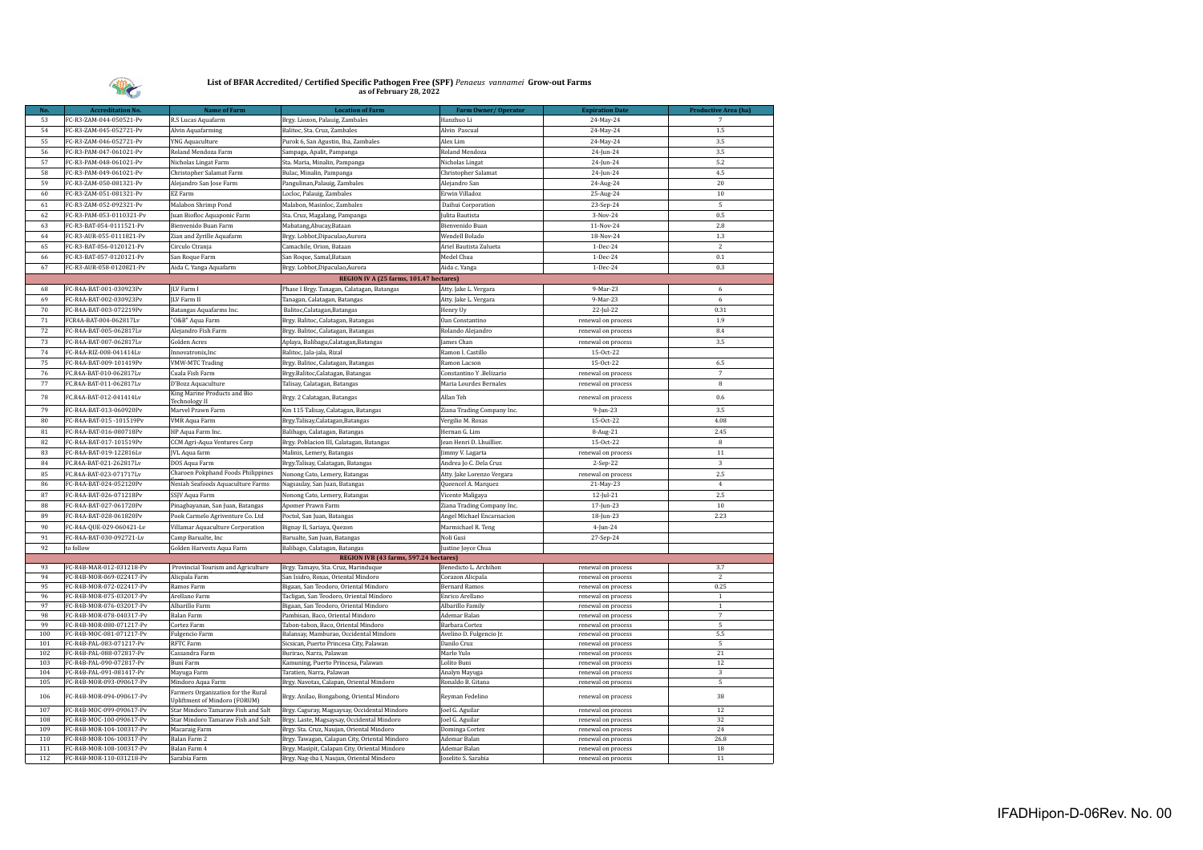## List of BFAR Accredited/ Certified Specific Pathogen Free (SPF) *Penaeus vannamei* Grow-out Farms
### as of February 28, 2022

| No. | Accreditation No. | Name of Farm | Location of Farm | Farm Owner/ Operator | Expiration Date | Productive Area (ha) |
|---|---|---|---|---|---|---|
| 53 | FC-R3-ZAM-044-050521-Pv | R.S Lucas Aquafarm | Brgy. Liozon, Palauig, Zambales | Hanzhuo Li | 24-May-24 | 7 |
| 54 | FC-R3-ZAM-045-052721-Pv | Alvin Aquafarming | Balitoc, Sta. Cruz, Zambales | Alvin Pascual | 24-May-24 | 1.5 |
| 55 | FC-R3-ZAM-046-052721-Pv | YNG Aquaculture | Purok 6, San Agustin, Iba, Zambales | Alex Lim | 24-May-24 | 3.5 |
| 56 | FC-R3-PAM-047-061021-Pv | Roland Mendoza Farm | Sampaga, Apalit, Pampanga | Roland Mendoza | 24-Jun-24 | 3.5 |
| 57 | FC-R3-PAM-048-061021-Pv | Nicholas Lingat Farm | Sta. Maria, Minalin, Pampanga | Nicholas Lingat | 24-Jun-24 | 5.2 |
| 58 | FC-R3-PAM-049-061021-Pv | Christopher Salamat Farm | Bulac, Minalin, Pampanga | Christopher Salamat | 24-Jun-24 | 4.5 |
| 59 | FC-R3-ZAM-050-081321-Pv | Alejandro San Jose Farm | Pangulinan,Palauig, Zambales | Alejandro San | 24-Aug-24 | 20 |
| 60 | FC-R3-ZAM-051-081321-Pv | EZ Farm | Locloc, Palauig, Zambales | Erwin Villadoz | 25-Aug-24 | 10 |
| 61 | FC-R3-ZAM-052-092321-Pv | Malabon Shrimp Pond | Malabon, Masinloc, Zambales | Daihui Corporation | 23-Sep-24 | 5 |
| 62 | FC-R3-PAM-053-0110321-Pv | Juan Biofloc Aquaponic Farm | Sta. Cruz, Magalang, Pampanga | Julita Bautista | 3-Nov-24 | 0.5 |
| 63 | FC-R3-BAT-054-0111521-Pv | Bienvenido Buan Farm | Mabatang,Abucay,Bataan | Bienvenido Buan | 11-Nov-24 | 2.8 |
| 64 | FC-R3-AUR-055-0111821-Pv | Zian and Zyrille Aquafarm | Brgy. Lobbot,Dipaculao,Aurora | Wendell Bolado | 18-Nov-24 | 1.3 |
| 65 | FC-R3-BAT-056-0120121-Pv | Circulo Ctranja | Camachile, Orion, Bataan | Ariel Bautista Zulueta | 1-Dec-24 | 2 |
| 66 | FC-R3-BAT-057-0120121-Pv | San Roque Farm | San Roque, Samal,Bataan | Medel Chua | 1-Dec-24 | 0.1 |
| 67 | FC-R3-AUR-058-0120821-Pv | Aida C. Yanga Aquafarm | Brgy. Lobbot,Dipaculao,Aurora | Aida c. Yanga | 1-Dec-24 | 0.3 |
| | | | **REGION IV A (25 farms, 101.47 hectares)** | | | |
| 68 | FC-R4A-BAT-001-030923Pv | JLV Farm I | Phase I Brgy. Tanagan, Calatagan, Batangas | Atty. Jake L. Vergara | 9-Mar-23 | 6 |
| 69 | FC-R4A-BAT-002-030923Pv | JLV Farm II | Tanagan, Calatagan, Batangas | Atty. Jake L. Vergara | 9-Mar-23 | 6 |
| 70 | FC-R4A-BAT-003-072219Pv | Batangas Aquafarms Inc. | Balitoc,Calatagan,Batangas | Henry Uy | 22-Jul-22 | 0.31 |
| 71 | FCR4A-BAT-004-062817Lv | "O&B" Aqua Farm | Brgy. Balitoc, Calatagan, Batangas | Oan Constantino | renewal on process | 1.9 |
| 72 | FC-R4A-BAT-005-062817Lv | Alejandro Fish Farm | Brgy. Balitoc, Calatagan, Batangas | Rolando Alejandro | renewal on process | 8.4 |
| 73 | FC-R4A-BAT-007-062817Lv | Golden Acres | Aplaya, Balibagu,Calatagan,Batangas | James Chan | renewal on process | 3.5 |
| 74 | FC-R4A-RIZ-008-041414Lv | Innovatronix,Inc | Balitoc, Jala-jala, Rizal | Ramon I. Castillo | 15-Oct-22 | |
| 75 | FC-R4A-BAT-009-101419Pv | VMW-MTC Trading | Brgy. Balitoc, Calatagan, Batangas | Ramon Lacson | 15-Oct-22 | 6.5 |
| 76 | FC.R4A-BAT-010-062817Lv | Cuala Fish Farm | Brgy.Balitoc,Calatagan, Batangas | Constantino Y .Belizario | renewal on process | 7 |
| 77 | FC.R4A-BAT-011-062817Lv | D'Bozz Aquaculture | Talisay, Calatagan, Batangas | Maria Lourdes Bernales | renewal on process | 8 |
| 78 | FC.R4A-BAT-012-041414Lv | King Marine Products and Bio Technology II | Brgy. 2 Calatagan, Batangas | Allan Teh | renewal on process | 0.6 |
| 79 | FC-R4A-BAT-013-060920Pv | Marvel Prawn Farm | Km 115 Talisay, Calatagan, Batangas | Ziana Trading Company Inc. | 9-Jun-23 | 3.5 |
| 80 | FC-R4A-BAT-015 -101519Pv | VMR Aqua Farm | Brgy.Talisay,Calatagan,Batangas | Vergilio M. Roxas | 15-Oct-22 | 4.08 |
| 81 | FC-R4A-BAT-016-080718Pv | HP Aqua Farm Inc. | Balibago, Calatagan, Batangas | Hernan G. Lim | 8-Aug-21 | 2.45 |
| 82 | FC-R4A-BAT-017-101519Pv | CCM Agri-Aqua Ventures Corp | Brgy. Poblacion III, Calatagan, Batangas | Jean Henri D. Lhuillier. | 15-Oct-22 | 8 |
| 83 | FC-R4A-BAT-019-122816Lv | JVL Aqua farm | Malinis, Lemery, Batangas | Jimmy V. Lagarta | renewal on process | 11 |
| 84 | FC.R4A-BAT-021-262817Lv | DOS Aqua Farm | Brgy.Talisay, Calatagan, Batangas | Andrea Jo C. Dela Cruz | 2-Sep-22 | 3 |
| 85 | FC.R4A-BAT-023-071717Lv | Charoen Pokphand Foods Philippines | Nonong Cato, Lemery, Batangas | Atty. Jake Lorenzo Vergara | renewal on process | 2.5 |
| 86 | FC-R4A-BAT-024-052120Pv | Nesiah Seafoods Aquaculture Farms | Nagsaulay, San Juan, Batangas | Queencel A. Marquez | 21-May-23 | 4 |
| 87 | FC-R4A-BAT-026-071218Pv | SSJV Aqua Farm | Nonong Cato, Lemery, Batangas | Vicente Maligaya | 12-Jul-21 | 2.5 |
| 88 | FC-R4A-BAT-027-061720Pv | Pinagbayanan, San Juan, Batangas | Apomer Prawn Farm | Ziana Trading Company Inc. | 17-Jun-23 | 10 |
| 89 | FC-R4A-BAT-028-061820Pv | Pook Carmelo Agriventure Co. Ltd | Poctol, San Juan, Batangas | Angel Michael Encarnacion | 18-Jun-23 | 2.23 |
| 90 | FC-R4A-QUE-029-060421-Lv | Villamar Aquaculture Corporation | Bignay II, Sariaya, Quezon | Marmichael R. Teng | 4-Jun-24 | |
| 91 | FC-R4A-BAT-030-092721-Lv | Camp Barualte, Inc | Barualte, San Juan, Batangas | Noli Gusi | 27-Sep-24 | |
| 92 | to follow | Golden Harvests Aqua Farm | Balibago, Calatagan, Batangas | Justine Joyce Chua | | |
| | | | **REGION IVB (43 farms, 597.24 hectares)** | | | |
| 93 | FC-R4B-MAR-012-031218-Pv | Provincial Tourism and Agriculture | Brgy. Tamayo, Sta. Cruz, Marinduque | Benedicto L. Archihon | renewal on process | 3.7 |
| 94 | FC-R4B-MOR-069-022417-Pv | Alicpala Farm | San Isidro, Roxas, Oriental Mindoro | Corazon Alicpala | renewal on process | 2 |
| 95 | FC-R4B-MOR-072-022417-Pv | Ramos Farm | Bigaan, San Teodoro, Oriental Mindoro | Bernard Ramos | renewal on process | 0.25 |
| 96 | FC-R4B-MOR-075-032017-Pv | Arellano Farm | Tacligan, San Teodoro, Oriental Mindoro | Enrico Arellano | renewal on process | 1 |
| 97 | FC-R4B-MOR-076-032017-Pv | Albarillo Farm | Bigaan, San Teodoro, Oriental Mindoro | Albarillo Family | renewal on process | 1 |
| 98 | FC-R4B-MOR-078-040317-Pv | Balan Farm | Pambisan, Baco, Oriental Mindoro | Ademar Balan | renewal on process | 7 |
| 99 | FC-R4B-MOR-080-071217-Pv | Cortez Farm | Tabon-tabon, Baco, Oriental Mindoro | Barbara Cortez | renewal on process | 5 |
| 100 | FC-R4B-MOC-081-071217-Pv | Fulgencio Farm | Balansay, Mamburao, Occidental Mindoro | Avelino D. Fulgencio Jr. | renewal on process | 5.5 |
| 101 | FC-R4B-PAL-083-071217-Pv | RFTC Farm | Sicsican, Puerto Princesa City, Palawan | Danilo Cruz | renewal on process | 5 |
| 102 | FC-R4B-PAL-088-072817-Pv | Cassandra Farm | Burirao, Narra, Palawan | Marlo Yulo | renewal on process | 21 |
| 103 | FC-R4B-PAL-090-072817-Pv | Buni Farm | Kamuning, Puerto Princesa, Palawan | Lolito Buni | renewal on process | 12 |
| 104 | FC-R4B-PAL-091-081417-Pv | Mayuga Farm | Taratien, Narra, Palawan | Analyn Mayuga | renewal on process | 3 |
| 105 | FC-R4B-MOR-093-090617-Pv | Mindoro Aqua Farm | Brgy. Navotas, Calapan, Oriental Mindoro | Ronaldo B. Gitana | renewal on process | 5 |
| 106 | FC-R4B-MOR-094-090617-Pv | Farmers Organization for the Rural Upliftment of Mindoro (FORUM) | Brgy. Anilao, Bongabong, Oriental Mindoro | Reyman Fedelino | renewal on process | 38 |
| 107 | FC-R4B-MOC-099-090617-Pv | Star Mindoro Tamaraw Fish and Salt | Brgy. Caguray, Magsaysay, Occidental Mindoro | Joel G. Aguilar | renewal on process | 12 |
| 108 | FC-R4B-MOC-100-090617-Pv | Star Mindoro Tamaraw Fish and Salt | Brgy. Laste, Magsaysay, Occidental Mindoro | Joel G. Aguilar | renewal on process | 32 |
| 109 | FC-R4B-MOR-104-100317-Pv | Macaraig Farm | Brgy. Sta. Cruz, Naujan, Oriental Mindoro | Dominga Cortez | renewal on process | 24 |
| 110 | FC-R4B-MOR-106-100317-Pv | Balan Farm 2 | Brgy. Tawagan, Calapan City, Oriental Mindoro | Ademar Balan | renewal on process | 26.8 |
| 111 | FC-R4B-MOR-108-100317-Pv | Balan Farm 4 | Brgy. Masipit, Calapan City, Oriental Mindoro | Ademar Balan | renewal on process | 18 |
| 112 | FC-R4B-MOR-110-031218-Pv | Sarabia Farm | Brgy. Nag-iba I, Naujan, Oriental Mindoro | Joselito S. Sarabia | renewal on process | 11 |

IFADHipon-D-06Rev. No. 00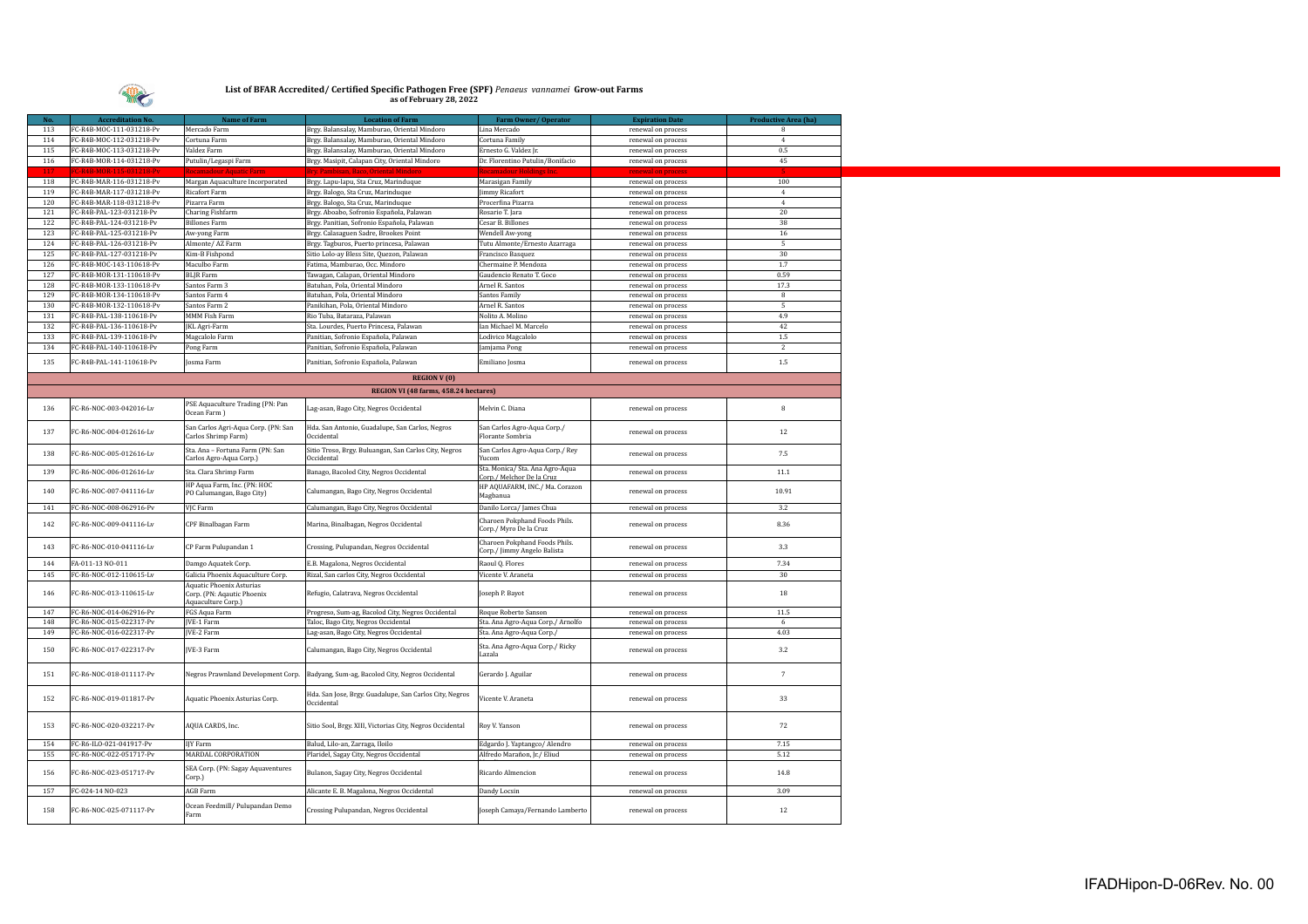# List of BFAR Accredited/ Certified Specific Pathogen Free (SPF) *Penaeus vannamei* Grow-out Farms
**as of February 28, 2022**

| No. | Accreditation No. | Name of Farm | Location of Farm | Farm Owner/ Operator | Expiration Date | Productive Area (ha) |
|---|---|---|---|---|---|---|
| 113 | FC-R4B-MOC-111-031218-Pv | Mercado Farm | Brgy. Balansalay, Mamburao, Oriental Mindoro | Lina Mercado | renewal on process | 8 |
| 114 | FC-R4B-MOC-112-031218-Pv | Cortuna Farm | Brgy. Balansalay, Mamburao, Oriental Mindoro | Cortuna Family | renewal on process | 4 |
| 115 | FC-R4B-MOC-113-031218-Pv | Valdez Farm | Brgy. Balansalay, Mamburao, Oriental Mindoro | Ernesto G. Valdez Jr. | renewal on process | 0.5 |
| 116 | FC-R4B-MOR-114-031218-Pv | Putulin/Legaspi Farm | Brgy. Masipit, Calapan City, Oriental Mindoro | Dr. Florentino Putulin/Bonifacio | renewal on process | 45 |
| 117 | FC-R4B-MOR-115-031218-Pv | Reclamation Aquatic Farm | Brgy. Pambisan, Baco, Oriental Mindoro | Reclamation Holdings Inc. | renewal on process | |
| 118 | FC-R4B-MAR-116-031218-Pv | Margan Aquaculture Incorporated | Brgy. Lapu-lapu, Sta Cruz, Marinduque | Marasigan Family | renewal on process | 100 |
| 119 | FC-R4B-MAR-117-031218-Pv | Ricafort Farm | Brgy. Balogo, Sta Cruz, Marinduque | Jimmy Ricafort | renewal on process | 4 |
| 120 | FC-R4B-MAR-118-031218-Pv | Pizarra Farm | Brgy. Balogo, Sta Cruz, Marinduque | Procerfina Pizarra | renewal on process | 4 |
| 121 | FC-R4B-PAL-123-031218-Pv | Charing Fishfarm | Brgy. Aboabo, Sofronio Española, Palawan | Rosario T. Jara | renewal on process | 20 |
| 122 | FC-R4B-PAL-124-031218-Pv | Billones Farm | Brgy. Panitian, Sofronio Española, Palawan | Cesar B. Billones | renewal on process | 38 |
| 123 | FC-R4B-PAL-125-031218-Pv | Aw-yong Farm | Brgy. Calasaguen Sadre, Brookes Point | Wendell Aw-yong | renewal on process | 16 |
| 124 | FC-R4B-PAL-126-031218-Pv | Almonte/ AZ Farm | Brgy. Tagburos, Puerto princesa, Palawan | Tutu Almonte/Ernesto Azarraga | renewal on process | 5 |
| 125 | FC-R4B-PAL-127-031218-Pv | Kim-B Fishpond | Sitio Lolo-ay Bless Site, Quezon, Palawan | Francisco Basquez | renewal on process | 30 |
| 126 | FC-R4B-MOC-143-110618-Pv | Maculbo Farm | Fatima, Mamburao, Occ. Mindoro | Chermaine P. Mendoza | renewal on process | 1.7 |
| 127 | FC-R4B-MOR-131-110618-Pv | BLJR Farm | Tawagan, Calapan, Oriental Mindoro | Gaudencio Renato T. Goco | renewal on process | 0.59 |
| 128 | FC-R4B-MOR-133-110618-Pv | Santos Farm 3 | Batuhan, Pola, Oriental Mindoro | Arnel R. Santos | renewal on process | 17.3 |
| 129 | FC-R4B-MOR-134-110618-Pv | Santos Farm 4 | Batuhan, Pola, Oriental Mindoro | Santos Family | renewal on process | 8 |
| 130 | FC-R4B-MOR-132-110618-Pv | Santos Farm 2 | Panikihan, Pola, Oriental Mindoro | Arnel R. Santos | renewal on process | 5 |
| 131 | FC-R4B-PAL-138-110618-Pv | MMM Fish Farm | Rio Tuba, Bataraza, Palawan | Nolito A. Molino | renewal on process | 4.9 |
| 132 | FC-R4B-PAL-136-110618-Pv | JKL Agri-Farm | Sta. Lourdes, Puerto Princesa, Palawan | Ian Michael M. Marcelo | renewal on process | 42 |
| 133 | FC-R4B-PAL-139-110618-Pv | Magcalolo Farm | Panitian, Sofronio Española, Palawan | Lodivico Magcalolo | renewal on process | 1.5 |
| 134 | FC-R4B-PAL-140-110618-Pv | Pong Farm | Panitian, Sofronio Española, Palawan | Jamjama Pong | renewal on process | 2 |
| 135 | FC-R4B-PAL-141-110618-Pv | Josma Farm | Panitian, Sofronio Española, Palawan | Emiliano Josma | renewal on process | 1.5 |
| **REGION V (0)** | | | | | | |
| **REGION VI (48 farms, 458.24 hectares)** | | | | | | |
| 136 | FC-R6-NOC-003-042016-Lv | PSE Aquaculture Trading (PN: Pan Ocean Farm ) | Lag-asan, Bago City, Negros Occidental | Melvin C. Diana | renewal on process | 8 |
| 137 | FC-R6-NOC-004-012616-Lv | San Carlos Agri-Aqua Corp. (PN: San Carlos Shrimp Farm) | Hda. San Antonio, Guadalupe, San Carlos, Negros Occidental | San Carlos Agro-Aqua Corp./ Florante Sombria | renewal on process | 12 |
| 138 | FC-R6-NOC-005-012616-Lv | Sta. Ana – Fortuna Farm (PN: San Carlos Agro-Aqua Corp.) | Sitio Troso, Brgy. Buluangan, San Carlos City, Negros Occidental | San Carlos Agro-Aqua Corp./ Rey Yucom | renewal on process | 7.5 |
| 139 | FC-R6-NOC-006-012616-Lv | Sta. Clara Shrimp Farm | Banago, Bacolod City, Negros Occidental | Sta. Monica/ Sta. Ana Agro-Aqua Corp./ Melchor De la Cruz | renewal on process | 11.1 |
| 140 | FC-R6-NOC-007-041116-Lv | HP Aqua Farm, Inc. (PN: HOC PO Calumangan, Bago City) | Calumangan, Bago City, Negros Occidental | HP AQUAFARM, INC./ Ma. Corazon Magbanua | renewal on process | 10.91 |
| 141 | FC-R6-NOC-008-062916-Pv | VJC Farm | Calumangan, Bago City, Negros Occidental | Danilo Lorca/ James Chua | renewal on process | 3.2 |
| 142 | FC-R6-NOC-009-041116-Lv | CPF Binalbagan Farm | Marina, Binalbagan, Negros Occidental | Charoen Pokphand Foods Phils. Corp./ Myro De la Cruz | renewal on process | 8.36 |
| 143 | FC-R6-NOC-010-041116-Lv | CP Farm Pulupandan 1 | Crossing, Pulupandan, Negros Occidental | Charoen Pokphand Foods Phils. Corp./ Jimmy Angelo Balista | renewal on process | 3.3 |
| 144 | FA-011-13 NO-011 | Damgo Aquatek Corp. | E.B. Magalona, Negros Occidental | Raoul Q. Flores | renewal on process | 7.34 |
| 145 | FC-R6-NOC-012-110615-Lv | Galicia Phoenix Aquaculture Corp. | Rizal, San carlos City, Negros Occidental | Vicente V. Araneta | renewal on process | 30 |
| 146 | FC-R6-NOC-013-110615-Lv | Aquatic Phoenix Asturias Corp. (PN: Aqautic Phoenix Aquaculture Corp.) | Refugio, Calatrava, Negros Occidental | Joseph P. Bayot | renewal on process | 18 |
| 147 | FC-R6-NOC-014-062916-Pv | FGS Aqua Farm | Progreso, Sum-ag, Bacolod City, Negros Occidental | Roque Roberto Sanson | renewal on process | 11.5 |
| 148 | FC-R6-NOC-015-022317-Pv | JVE-1 Farm | Taloc, Bago City, Negros Occidental | Sta. Ana Agro-Aqua Corp./ Arnolfo | renewal on process | 6 |
| 149 | FC-R6-NOC-016-022317-Pv | JVE-2 Farm | Lag-asan, Bago City, Negros Occidental | Sta. Ana Agro-Aqua Corp./ | renewal on process | 4.03 |
| 150 | FC-R6-NOC-017-022317-Pv | JVE-3 Farm | Calumangan, Bago City, Negros Occidental | Sta. Ana Agro-Aqua Corp./ Ricky Lazala | renewal on process | 3.2 |
| 151 | FC-R6-NOC-018-011117-Pv | Negros Prawnland Development Corp. | Badyang, Sum-ag, Bacolod City, Negros Occidental | Gerardo J. Aguilar | renewal on process | 7 |
| 152 | FC-R6-NOC-019-011817-Pv | Aquatic Phoenix Asturias Corp. | Hda. San Jose, Brgy. Guadalupe, San Carlos City, Negros Occidental | Vicente V. Araneta | renewal on process | 33 |
| 153 | FC-R6-NOC-020-032217-Pv | AQUA CARDS, Inc. | Sitio Sool, Brgy. XIII, Victorias City, Negros Occidental | Roy V. Yanson | renewal on process | 72 |
| 154 | FC-R6-ILO-021-041917-Pv | IJY Farm | Balud, Lilo-an, Zarraga, Iloilo | Edgardo J. Yaptangco/ Alendro | renewal on process | 7.15 |
| 155 | FC-R6-NOC-022-051717-Pv | MARDAL CORPORATION | Plaridel, Sagay City, Negros Occidental | Alfredo Marañon, Jr./ Eliud | renewal on process | 5.12 |
| 156 | FC-R6-NOC-023-051717-Pv | SEA Corp. (PN: Sagay Aquaventures Corp.) | Bulanon, Sagay City, Negros Occidental | Ricardo Almencion | renewal on process | 14.8 |
| 157 | FC-024-14 NO-023 | AGB Farm | Alicante E. B. Magalona, Negros Occidental | Dandy Locsin | renewal on process | 3.09 |
| 158 | FC-R6-NOC-025-071117-Pv | Ocean Feedmill/ Pulupandan Demo Farm | Crossing Pulupandan, Negros Occidental | Joseph Camaya/Fernando Lamberto | renewal on process | 12 |

IFADHipon-D-06Rev. No. 00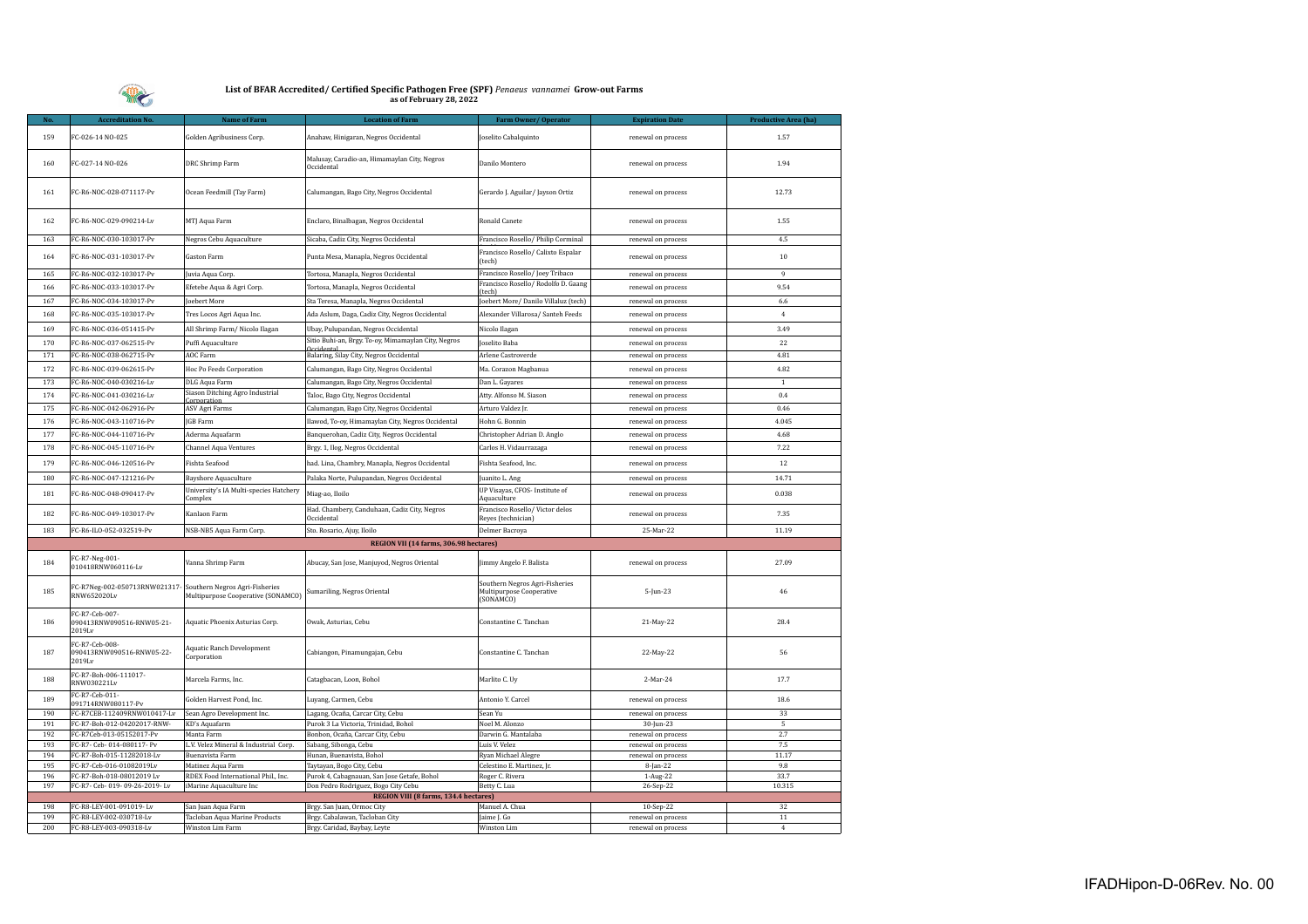## List of BFAR Accredited/ Certified Specific Pathogen Free (SPF) *Penaeus vannamei* Grow-out Farms
### as of February 28, 2022

| No. | Accreditation No. | Name of Farm | Location of Farm | Farm Owner/ Operator | Expiration Date | Productive Area (ha) |
|---|---|---|---|---|---|---|
| 159 | FC-026-14 NO-025 | Golden Agribusiness Corp. | Anahaw, Hinigaran, Negros Occidental | Joselito Cabalquinto | renewal on process | 1.57 |
| 160 | FC-027-14 NO-026 | DRC Shrimp Farm | Malusay, Caradio-an, Himamaylan City, Negros Occidental | Danilo Montero | renewal on process | 1.94 |
| 161 | FC-R6-NOC-028-071117-Pv | Ocean Feedmill (Tay Farm) | Calumangan, Bago City, Negros Occidental | Gerardo J. Aguilar/ Jayson Ortiz | renewal on process | 12.73 |
| 162 | FC-R6-NOC-029-090214-Lv | MTJ Aqua Farm | Enclaro, Binalbagan, Negros Occidental | Ronald Canete | renewal on process | 1.55 |
| 163 | FC-R6-NOC-030-103017-Pv | Negros Cebu Aquaculture | Sicaba, Cadiz City, Negros Occidental | Francisco Rosello/ Philip Corminal | renewal on process | 4.5 |
| 164 | FC-R6-NOC-031-103017-Pv | Gaston Farm | Punta Mesa, Manapla, Negros Occidental | Francisco Rosello/ Calixto Espalar (tech) | renewal on process | 10 |
| 165 | FC-R6-NOC-032-103017-Pv | Juvia Aqua Corp. | Tortosa, Manapla, Negros Occidental | Francisco Rosello/ Joey Tribaco | renewal on process | 9 |
| 166 | FC-R6-NOC-033-103017-Pv | Efetebe Aqua & Agri Corp. | Tortosa, Manapla, Negros Occidental | Francisco Rosello/ Rodolfo D. Gaang (tech) | renewal on process | 9.54 |
| 167 | FC-R6-NOC-034-103017-Pv | Joebert More | Sta Teresa, Manapla, Negros Occidental | Joebert More/ Danilo Villaluz (tech) | renewal on process | 6.6 |
| 168 | FC-R6-NOC-035-103017-Pv | Tres Locos Agri Aqua Inc. | Ada Aslum, Daga, Cadiz City, Negros Occidental | Alexander Villarosa/ Santeh Feeds | renewal on process | 4 |
| 169 | FC-R6-NOC-036-051415-Pv | All Shrimp Farm/ Nicolo Ilagan | Ubay, Pulupandan, Negros Occidental | Nicolo Ilagan | renewal on process | 3.49 |
| 170 | FC-R6-NOC-037-062515-Pv | Puffi Aquaculture | Sitio Buhi-an, Brgy. To-oy, Mimamaylan City, Negros Occidental | Joselito Baba | renewal on process | 22 |
| 171 | FC-R6-NOC-038-062715-Pv | AOC Farm | Balaring, Silay City, Negros Occidental | Arlene Castroverde | renewal on process | 4.81 |
| 172 | FC-R6-NOC-039-062615-Pv | Hoc Po Feeds Corporation | Calumangan, Bago City, Negros Occidental | Ma. Corazon Magbanua | renewal on process | 4.82 |
| 173 | FC-R6-NOC-040-030216-Lv | DLG Aqua Farm | Calumangan, Bago City, Negros Occidental | Dan L. Gayares | renewal on process | 1 |
| 174 | FC-R6-NOC-041-030216-Lv | Siason Ditching Agro Industrial Corporation | Taloc, Bago City, Negros Occidental | Atty. Alfonso M. Siason | renewal on process | 0.4 |
| 175 | FC-R6-NOC-042-062916-Pv | ASV Agri Farms | Calumangan, Bago City, Negros Occidental | Arturo Valdez Jr. | renewal on process | 0.46 |
| 176 | FC-R6-NOC-043-110716-Pv | JGB Farm | Ilawod, To-oy, Himamaylan City, Negros Occidental | Hohn G. Bonnin | renewal on process | 4.045 |
| 177 | FC-R6-NOC-044-110716-Pv | Aderma Aquafarm | Banquerohan, Cadiz City, Negros Occidental | Christopher Adrian D. Anglo | renewal on process | 4.68 |
| 178 | FC-R6-NOC-045-110716-Pv | Channel Aqua Ventures | Brgy. 1, Ilog, Negros Occidental | Carlos H. Vidaurrazaga | renewal on process | 7.22 |
| 179 | FC-R6-NOC-046-120516-Pv | Fishta Seafood | had. Lina, Chambry, Manapla, Negros Occidental | Fishta Seafood, Inc. | renewal on process | 12 |
| 180 | FC-R6-NOC-047-121216-Pv | Bayshore Aquaculture | Palaka Norte, Pulupandan, Negros Occidental | Juanito L. Ang | renewal on process | 14.71 |
| 181 | FC-R6-NOC-048-090417-Pv | University's IA Multi-species Hatchery Complex | Miag-ao, Iloilo | UP Visayas, CFOS- Institute of Aquaculture | renewal on process | 0.038 |
| 182 | FC-R6-NOC-049-103017-Pv | Kanlaon Farm | Had. Chambery, Canduhaan, Cadiz City, Negros Occidental | Francisco Rosello/ Victor delos Reyes (technician) | renewal on process | 7.35 |
| 183 | FC-R6-ILO-052-032519-Pv | NSB-NBS Aqua Farm Corp. | Sto. Rosario, Ajuy, Iloilo | Delmer Bacroya | 25-Mar-22 | 11.19 |
| | | | **REGION VII (14 farms, 306.98 hectares)** | | | |
| 184 | FC-R7-Neg-001-010418RNW060116-Lv | Vanna Shrimp Farm | Abucay, San Jose, Manjuyod, Negros Oriental | Jimmy Angelo F. Balista | renewal on process | 27.09 |
| 185 | FC-R7Neg-002-050713RNW021317-RNW652020Lv | Southern Negros Agri-Fisheries Multipurpose Cooperative (SONAMCO) | Sumariling, Negros Oriental | Southern Negros Agri-Fisheries Multipurpose Cooperative (SONAMCO) | 5-Jun-23 | 46 |
| 186 | FC-R7-Ceb-007-090413RNW090516-RNW05-21-2019Lv | Aquatic Phoenix Asturias Corp. | Owak, Asturias, Cebu | Constantine C. Tanchan | 21-May-22 | 28.4 |
| 187 | FC-R7-Ceb-008-090413RNW090516-RNW05-22-2019Lv | Aquatic Ranch Development Corporation | Cabiangon, Pinamungajan, Cebu | Constantine C. Tanchan | 22-May-22 | 56 |
| 188 | FC-R7-Boh-006-111017-RNW030221Lv | Marcela Farms, Inc. | Catagbacan, Loon, Bohol | Marlito C. Uy | 2-Mar-24 | 17.7 |
| 189 | FC-R7-Ceb-011-091714RNW080117-Pv | Golden Harvest Pond, Inc. | Luyang, Carmen, Cebu | Antonio Y. Carcel | renewal on process | 18.6 |
| 190 | FC-R7CEB-112409RNW010417-Lv | Sean Agro Development Inc. | Lagang, Ocaña, Carcar City, Cebu | Sean Yu | renewal on process | 33 |
| 191 | FC-R7-Boh-012-04202017-RNW- | KD's Aquafarm | Purok 3 La Victoria, Trinidad, Bohol | Noel M. Alonzo | 30-Jun-23 | 5 |
| 192 | FC-R7Ceb-013-05152017-Pv | Manta Farm | Bonbon, Ocaña, Carcar City, Cebu | Darwin G. Mantalaba | renewal on process | 2.7 |
| 193 | FC-R7- Ceb- 014-080117- Pv | L.V. Velez Mineral & Industrial Corp. | Sabang, Sibonga, Cebu | Luis V. Velez | renewal on process | 7.5 |
| 194 | FC-R7-Boh-015-11282018-Lv | Buenavista Farm | Hunan, Buenavista, Bohol | Ryan Michael Alegre | renewal on process | 11.17 |
| 195 | FC-R7-Ceb-016-01082019Lv | Matinez Aqua Farm | Taytayan, Bogo City, Cebu | Celestino E. Martinez, Jr. | 8-Jan-22 | 9.8 |
| 196 | FC-R7-Boh-018-08012019 Lv | RDEX Food International Phil., Inc. | Purok 4, Cabagnauan, San Jose Getafe, Bohol | Roger C. Rivera | 1-Aug-22 | 33.7 |
| 197 | FC-R7- Ceb- 019- 09-26-2019- Lv | iMarine Aquaculture Inc | Don Pedro Rodriguez, Bogo City Cebu | Betty C. Lua | 26-Sep-22 | 10.315 |
| | | | **REGION VIII (8 farms, 134.4 hectares)** | | | |
| 198 | FC-R8-LEY-001-091019- Lv | San Juan Aqua Farm | Brgy. San Juan, Ormoc City | Manuel A. Chua | 10-Sep-22 | 32 |
| 199 | FC-R8-LEY-002-030718-Lv | Tacloban Aqua Marine Products | Brgy. Cabalawan, Tacloban City | Jaime J. Go | renewal on process | 11 |
| 200 | FC-R8-LEY-003-090318-Lv | Winston Lim Farm | Brgy. Caridad, Baybay, Leyte | Winston Lim | renewal on process | 4 |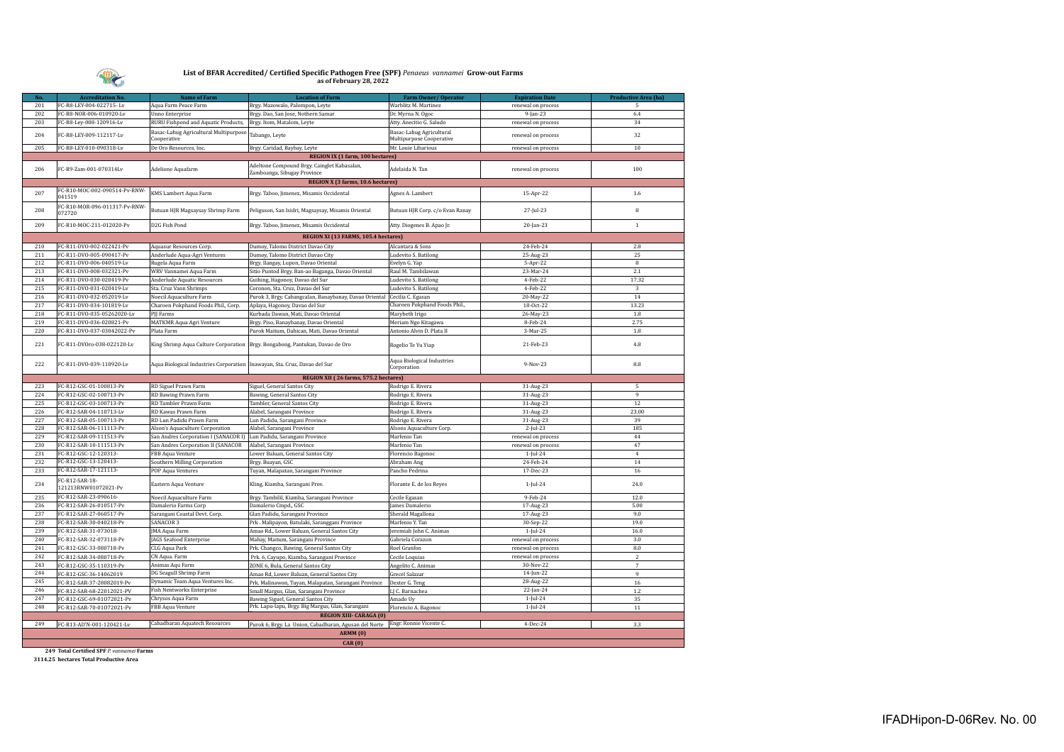## List of BFAR Accredited/ Certified Specific Pathogen Free (SPF) *Penaeus vannamei* Grow-out Farms
### as of February 28, 2022

| No. | Accreditation No. | Name of Farm | Location of Farm | Farm Owner/ Operator | Expiration Date | Productive Area (ha) |
|---|---|---|---|---|---|---|
| 201 | FC-R8-LEY-004-022715- Lv | Aqua Farm Peace Farm | Brgy. Mazowalo, Palompon, Leyte | Warblitz M. Martinez | renewal on process | 5 |
| 202 | FC-R8-NOR-006-010920-Lv | Unno Enterprise | Brgy. Dao, San Jose, Nothern Samar | Dr. Myrna N. Ogoc | 9-Jan-23 | 6.4 |
| 203 | FC-R8-LEY-008-120916-Lv | RURU Fishpond and Aquatic Products, | Brgy. Itom, Matalom, Leyte | Atty. Anectio G. Saludo | renewal on process | 34 |
| 204 | FC-R8-LEY-009-112117-Lv | Basac-Lahug Agricultural Multipurpose Cooperative | Tabango, Leyte | Basac-Lahug Agricultural Multipurpose Cooperative | renewal on process | 32 |
| 205 | FC-R8-LEY-010-090318-Lv | De Oro Resources, Inc. | Brgy. Caridad, Baybay, Leyte | Mr. Louie Libarious | renewal on process | 10 |
| | | | **REGION IX (1 farm, 100 hectares)** | | | |
| 206 | FC-R9-Zam-001-070314Lv | Adelione Aquafarm | Adeltone Compound Brgy. Cainglet Kabasalan, Zamboanga, Sibugay Province | Adelaida N. Tan | renewal on process | 100 |
| | | | **REGION X (3 farms, 10.6 hectares)** | | | |
| 207 | FC-R10-MOC-002-090514-Pv-RNW-041519 | KMS Lambert Aqua Farm | Brgy. Taboo, Jimenez, Misamis Occidental | Agnes A. Lambert | 15-Apr-22 | 1.6 |
| 208 | FC-R10-MOR-096-011317-Pv-RNW-072720 | Butuan HJR Magsaysay Shrimp Farm | Peliguson, San Isidri, Magsaysay, Misamis Oriental | Butuan HJR Corp. c/o Evan Ranay | 27-Jul-23 | 8 |
| 209 | FC-R10-MOC-211-012020-Pv | D2G Fish Pond | Brgy. Taboo, Jimenez, Misamis Occidental | Atty. Diogenes B. Apao Jr. | 20-Jan-23 | 1 |
| | | | **REGION XI (13 FARMS, 105.4 hectares)** | | | |
| 210 | FC-R11-DVO-002-022421-Pv | Aquasur Resources Corp. | Dumoy, Talomo District Davao City | Alcantara & Sons | 24-Feb-24 | 2.8 |
| 211 | FC-R11-DVO-005-090417-Pv | Anderlude Aqua-Agri Ventures | Dumoy, Talomo District Davao City | Ludevito S. Batilong | 25-Aug-23 | 25 |
| 212 | FC-R11-DVO-006-040519-Lv | Rugela Aqua Farm | Brgy. Ilangay, Lupon, Davao Oriental | Evelyn G. Yap | 5-Apr-22 | 8 |
| 213 | FC-R11-DVO-008-032321-Pv | WRV Vannamei Aqua Farm | Sitio Puntod Brgy. Ban-ao Baganga, Davao Oriental | Raul M. Tambilawan | 23-Mar-24 | 2.1 |
| 214 | FC-R11-DVO-030-020419-Pv | Anderlude Aquatic Resources | Guihing, Hagonoy, Davao del Sur | Ludevito S. Batilong | 4-Feb-22 | 17.32 |
| 215 | FC-R11-DVO-031-020419-Lv | Sta. Cruz Vann Shrimps | Coronon, Sta. Cruz, Davao del Sur | Ludevito S. Batilong | 4-Feb-22 | 3 |
| 216 | FC-R11-DVO-032-052019-Lv | Noecil Aquaculture Farm | Purok 3, Brgy. Cabangcalan, Banaybanay, Davao Oriental | Cecilia C. Egasan | 20-May-22 | 14 |
| 217 | FC-R11-DVO-034-101819-Lv | Charoen Pokphand Foods Phil., Corp. | Aplaya, Hagonoy, Davao del Sur | Charoen Pokphand Foods Phil., | 18-Oct-22 | 13.23 |
| 218 | FC-R11-DVO-035-05262020-Lv | PJJ Farms | Kurbada Dawan, Mati, Davao Oriental | Marybeth Irigo | 26-May-23 | 1.8 |
| 219 | FC-R11-DVO-036-020821-Pv | MATKMR Aqua Agri Venture | Brgy. Piso, Banaybanay, Davao Oriental | Meriam Ngo Kitagawa | 8-Feb-24 | 2.75 |
| 220 | FC-R11-DVO-037-03042022-Pv | Plata Farm | Purok Maitum, Dahican, Mati, Davao Oriental | Antonio Alvin D. Plata II | 3-Mar-25 | 1.8 |
| 221 | FC-R11-DVOro-038-022120-Lv | King Shrimp Aqua Culture Corporation | Brgy. Bongabong, Pantukan, Davao de Oro | Rogelio Te Yu Yiap | 21-Feb-23 | 4.8 |
| 222 | FC-R11-DVO-039-110920-Lv | Aqua Biological Industries Corporation | Inawayan, Sta. Cruz, Davao del Sur | Aqua Biological Industries Corporation | 9-Nov-23 | 8.8 |
| | | | **REGION XII ( 26 farms, 575.2 hectares)** | | | |
| 223 | FC-R12-GSC-01-100813-Pv | RD Siguel Prawn Farm | Siguel, General Santos City | Rodrigo E. Rivera | 31-Aug-23 | 5 |
| 224 | FC-R12-GSC-02-100713-Pv | RD Bawing Prawn Farm | Bawing, General Santos City | Rodrigo E. Rivera | 31-Aug-23 | 9 |
| 225 | FC-R12-GSC-03-100713-Pv | RD Tambler Prawn Farm | Tambler, General Santos City | Rodrigo E. Rivera | 31-Aug-23 | 12 |
| 226 | FC-R12-SAR-04-110713-Lv | RD Kawas Prawn Farm | Alabel, Sarangani Province | Rodrigo E. Rivera | 31-Aug-23 | 23.00 |
| 227 | FC-R12-SAR-05-100713-Pv | RD Lun Padidu Prawn Farm | Lun Padidu, Sarangani Province | Rodrigo E. Rivera | 31-Aug-23 | 39 |
| 228 | FC-R12-SAR-06-111113-Pv | Alson's Aquaculture Corporation | Alabel, Sarangani Province | Alsons Aquaculture Corp. | 2-Jul-23 | 185 |
| 229 | FC-R12-SAR-09-111513-Pv | San Andres Corporation I (SANACOR I) | Lun Padidu, Sarangani Province | Marfenio Tan | renewal on process | 44 |
| 230 | FC-R12-SAR-10-111513-Pv | San Andres Corporation II (SANACOR | Alabel, Sarangani Province | Marfenio Tan | renewal on process | 47 |
| 231 | FC-R12-GSC-12-120313- | FBB Aqua Venture | Lower Baluan, General Santos City | Florencio Bagonoc | 1-Jul-24 | 4 |
| 232 | FC-R12-GSC-13-120413- | Southern Milling Corporation | Brgy. Buayan, GSC | Abraham Ang | 24-Feb-24 | 14 |
| 233 | FC-R12-SAR-17-121113- | POP Aqua Ventures | Tuyan, Malapatan, Sarangani Province | Pancho Pedrina | 17-Dec-23 | 16 |
| 234 | FC-R12-SAR-18-121213RNW01072021-Pv | Eastern Aqua Venture | Kling, Kiamba, Sarangani Prov. | Florante E. de los Reyes | 1-Jul-24 | 24.0 |
| 235 | FC-R12-SAR-23-090616- | Noecil Aquaculture Farm | Brgy. Tambilil, Kiamba, Sarangani Province | Cecile Egasan | 9-Feb-24 | 12.0 |
| 236 | FC-R12-SAR-26-010517-Pv | Damalerio Farms Corp | Damalerio Cmpd., GSC | James Damalerio | 17-Aug-23 | 5.00 |
| 237 | FC-R12-SAR-27-060517-Pv | Sarangani Coastal Devt. Corp. | Glan Padidu, Sarangani Province | Sherald Magallona | 17-Aug-23 | 9.0 |
| 238 | FC-R12-SAR-30-040218-Pv | SANACOR 3 | Prk . Malipayon, Batulaki, Saranggani Province | Marfenio Y. Tan | 30-Sep-22 | 19.0 |
| 239 | FC-R12-SAR-31-073018- | JMA Aqua Farm | Amao Rd., Lower Baluan, General Santos City | Jeremiah John C. Animas | 1-Jul-24 | 16.0 |
| 240 | FC-R12-SAR-32-073118-Pv | JAGS Seafood Enterprise | Mabay, Maitum, Sarangani Province | Gabriela Corazon | renewal on process | 3.0 |
| 241 | FC-R12-GSC-33-080718-Pv | CLG Aqua Park | Prk. Changco, Bawing, General Santos City | Roel Granfon | renewal on process | 8.0 |
| 242 | FC-R12-SAR-34-080718-Pv | CN Aqua. Farm | Prk. 6, Cayupo, Kiamba, Sarangani Province | Cecile Loquias | renewal on process | 2 |
| 243 | FC-R12-GSC-35-110319-Pv | Animas Aqu Farm | ZONE 6, Bula, General Santos City | Angelito C. Animas | 30-Nov-22 | 7 |
| 244 | FC-R12-GSC-36-14062019 | DG Seagull Shrimp Farm | Amao Rd, Lower Baluan, General Santos City | Grecel Salazar | 14-Jun-22 | 9 |
| 245 | FC-R12-SAR-37-28082019-Pv | Dynamic Team Aqua Ventures Inc. | Prk. Malinawon, Tuyan, Malapatan, Sarangani Province | Dexter G. Teng | 28-Aug-22 | 16 |
| 246 | FC-R12-SAR-68-22012021-PV | Fish Nentworkx Enterprise | Small Margus, Glan, Sarangani Province | LJ C. Barnachea | 22-Jan-24 | 1.2 |
| 247 | FC-R12-GSC-69-01072021-Pv | Chrysos Aqua Farm | Bawing Siguel, General Santos City | Amado Uy | 1-Jul-24 | 35 |
| 248 | FC-R12-SAR-70-01072021-Pv | FBB Aqua Venture | Prk. Lapu-lapu, Brgy. Big Margus, Glan, Sarangani | Florencio A. Bagonoc | 1-Jul-24 | 11 |
| | | | **REGION XIII- CARAGA (0)** | | | |
| 249 | FC-R13-AD'N-001-120421-Lv | Cabadbaran Aquatech Resources | Purok 6, Brgy. La Union, Cabadbaran, Agusan del Norte | Engr. Ronnie Vicente C. | 4-Dec-24 | 3.3 |
| | | | **ARMM (0)** | | | |
| | | | **CAR (0)** | | | |

**249 Total Certified SPF *P. vannamei* Farms**

**3114.25 hectares Total Productive Area**

IFADHipon-D-06Rev. No. 00